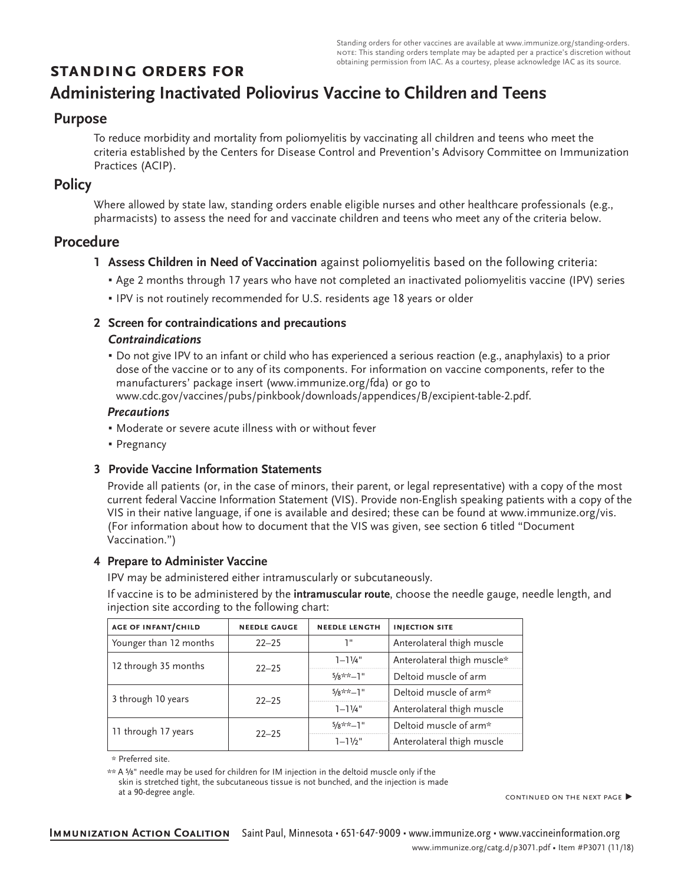Standing orders for other vaccines are available at www.immunize.org/standing-orders. NOTE: This standing orders template may be adapted per a practice's discretion without obtaining permission from IAC. As a courtesy, please acknowledge IAC as its source.

**STANDING ORDERS FOR**

# Administering Inactivated Poliovirus Vaccine to Children and Teens

## Purpose

To reduce morbidity and mortality from poliomyelitis by vaccinating all children and teens who meet the criteria established by the Centers for Disease Control and Prevention's Advisory Committee on Immunization Practices (ACIP).

## Policy

Where allowed by state law, standing orders enable eligible nurses and other healthcare professionals (e.g., pharmacists) to assess the need for and vaccinate children and teens who meet any of the criteria below.

## Procedure

**1 Assess Children in Need of Vaccination** against poliomyelitis based on the following criteria:

- Age 2 months through 17 years who have not completed an inactivated poliomyelitis vaccine (IPV) series
- IPV is not routinely recommended for U.S. residents age 18 years or older

**2 Screen for contraindications and precautions**

***Contraindications***

- Do not give IPV to an infant or child who has experienced a serious reaction (e.g., anaphylaxis) to a prior dose of the vaccine or to any of its components. For information on vaccine components, refer to the manufacturers' package insert (www.immunize.org/fda) or go to www.cdc.gov/vaccines/pubs/pinkbook/downloads/appendices/B/excipient-table-2.pdf.

***Precautions***

- Moderate or severe acute illness with or without fever
- Pregnancy

**3 Provide Vaccine Information Statements**

Provide all patients (or, in the case of minors, their parent, or legal representative) with a copy of the most current federal Vaccine Information Statement (VIS). Provide non-English speaking patients with a copy of the VIS in their native language, if one is available and desired; these can be found at www.immunize.org/vis. (For information about how to document that the VIS was given, see section 6 titled "Document Vaccination.")

**4 Prepare to Administer Vaccine**

IPV may be administered either intramuscularly or subcutaneously.

If vaccine is to be administered by the **intramuscular route**, choose the needle gauge, needle length, and injection site according to the following chart:

| AGE OF INFANT/CHILD | NEEDLE GAUGE | NEEDLE LENGTH | INJECTION SITE |
|---|---|---|---|
| Younger than 12 months | 22–25 | 1" | Anterolateral thigh muscle |
| 12 through 35 months | 22–25 | 1–1¼" | Anterolateral thigh muscle* |
| | | ⅝**–1" | Deltoid muscle of arm |
| 3 through 10 years | 22–25 | ⅝**–1" | Deltoid muscle of arm* |
| | | 1–1¼" | Anterolateral thigh muscle |
| 11 through 17 years | 22–25 | ⅝**–1" | Deltoid muscle of arm* |
| | | 1–1½" | Anterolateral thigh muscle |

\* Preferred site.

** A ⅝" needle may be used for children for IM injection in the deltoid muscle only if the skin is stretched tight, the subcutaneous tissue is not bunched, and the injection is made at a 90-degree angle.

CONTINUED ON THE NEXT PAGE ▶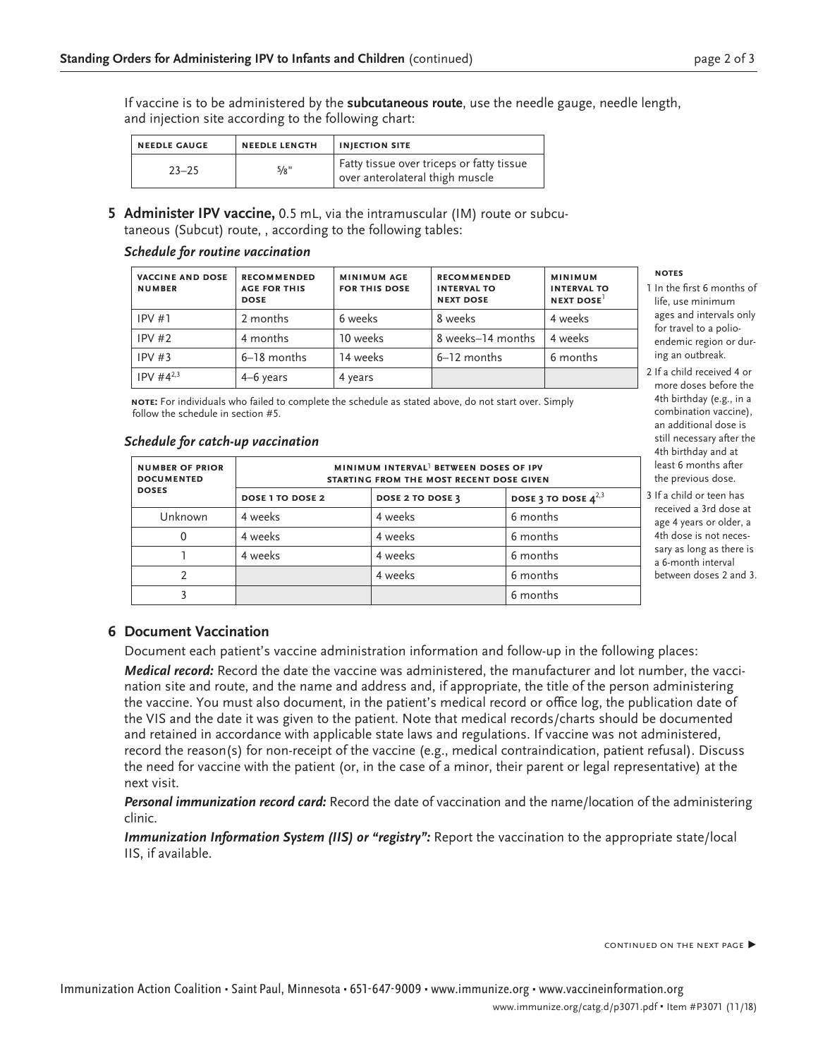If vaccine is to be administered by the **subcutaneous route**, use the needle gauge, needle length, and injection site according to the following chart:

| NEEDLE GAUGE | NEEDLE LENGTH | INJECTION SITE |
|---|---|---|
| 23–25 | ⅝" | Fatty tissue over triceps or fatty tissue over anterolateral thigh muscle |

**5 Administer IPV vaccine,** 0.5 mL, via the intramuscular (IM) route or subcutaneous (Subcut) route, , according to the following tables:

***Schedule for routine vaccination***

| VACCINE AND DOSE NUMBER | RECOMMENDED AGE FOR THIS DOSE | MINIMUM AGE FOR THIS DOSE | RECOMMENDED INTERVAL TO NEXT DOSE | MINIMUM INTERVAL TO NEXT DOSE[1] |
|---|---|---|---|---|
| IPV #1 | 2 months | 6 weeks | 8 weeks | 4 weeks |
| IPV #2 | 4 months | 10 weeks | 8 weeks–14 months | 4 weeks |
| IPV #3 | 6–18 months | 14 weeks | 6–12 months | 6 months |
| IPV #4[2,3] | 4–6 years | 4 years | | |

**NOTE:** For individuals who failed to complete the schedule as stated above, do not start over. Simply follow the schedule in section #5.

***Schedule for catch-up vaccination***

| NUMBER OF PRIOR DOCUMENTED DOSES | MINIMUM INTERVAL[1] BETWEEN DOSES OF IPV STARTING FROM THE MOST RECENT DOSE GIVEN | | |
|---|---|---|---|
| | DOSE 1 TO DOSE 2 | DOSE 2 TO DOSE 3 | DOSE 3 TO DOSE 4[2,3] |
| Unknown | 4 weeks | 4 weeks | 6 months |
| 0 | 4 weeks | 4 weeks | 6 months |
| 1 | 4 weeks | 4 weeks | 6 months |
| 2 | | 4 weeks | 6 months |
| 3 | | | 6 months |

**NOTES**

1. In the first 6 months of life, use minimum ages and intervals only for travel to a polio-endemic region or during an outbreak.
2. If a child received 4 or more doses before the 4th birthday (e.g., in a combination vaccine), an additional dose is still necessary after the 4th birthday and at least 6 months after the previous dose.
3. If a child or teen has received a 3rd dose at age 4 years or older, a 4th dose is not necessary as long as there is a 6-month interval between doses 2 and 3.

## 6 Document Vaccination

Document each patient's vaccine administration information and follow-up in the following places:

***Medical record:*** Record the date the vaccine was administered, the manufacturer and lot number, the vaccination site and route, and the name and address and, if appropriate, the title of the person administering the vaccine. You must also document, in the patient's medical record or office log, the publication date of the VIS and the date it was given to the patient. Note that medical records/charts should be documented and retained in accordance with applicable state laws and regulations. If vaccine was not administered, record the reason(s) for non-receipt of the vaccine (e.g., medical contraindication, patient refusal). Discuss the need for vaccine with the patient (or, in the case of a minor, their parent or legal representative) at the next visit.

***Personal immunization record card:*** Record the date of vaccination and the name/location of the administering clinic.

***Immunization Information System (IIS) or "registry":*** Report the vaccination to the appropriate state/local IIS, if available.

CONTINUED ON THE NEXT PAGE ▶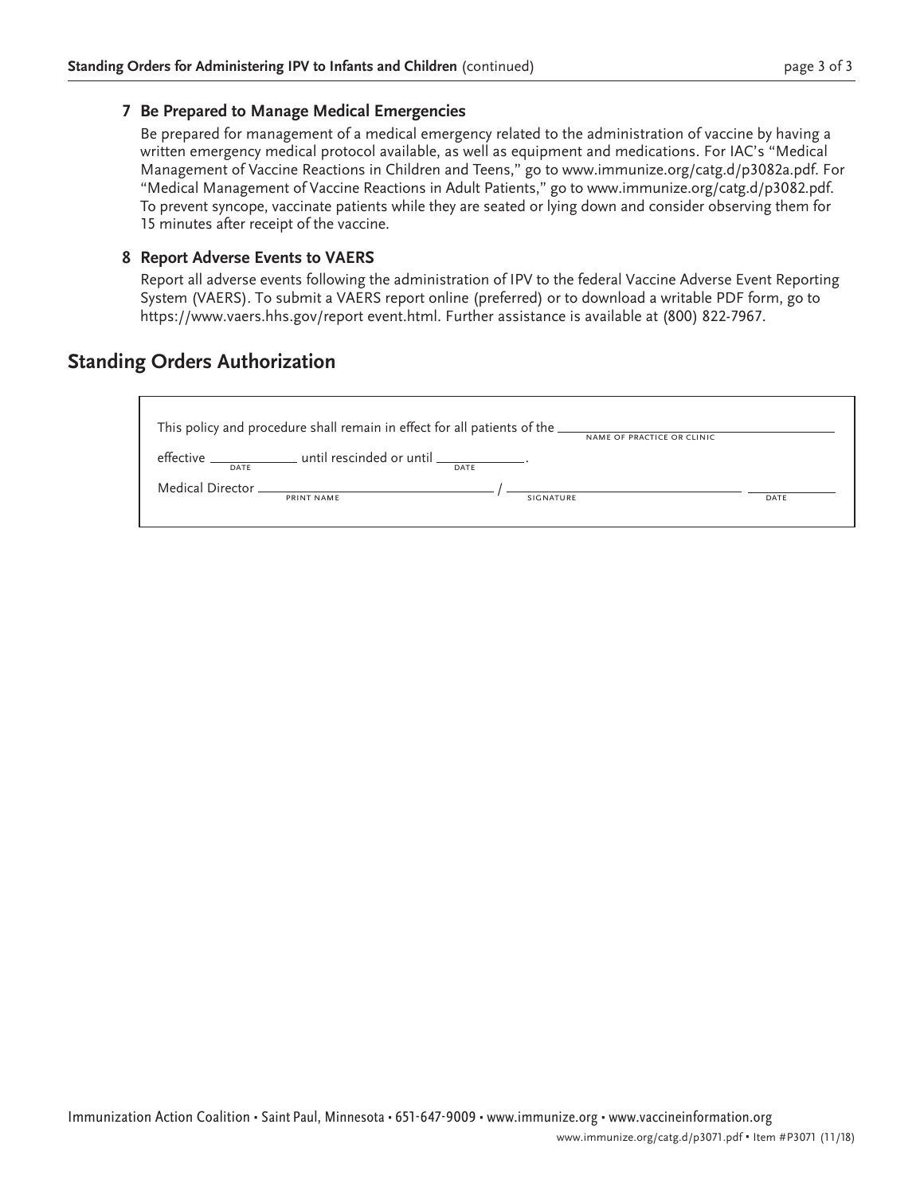### 7 Be Prepared to Manage Medical Emergencies

Be prepared for management of a medical emergency related to the administration of vaccine by having a written emergency medical protocol available, as well as equipment and medications. For IAC's "Medical Management of Vaccine Reactions in Children and Teens," go to www.immunize.org/catg.d/p3082a.pdf. For "Medical Management of Vaccine Reactions in Adult Patients," go to www.immunize.org/catg.d/p3082.pdf. To prevent syncope, vaccinate patients while they are seated or lying down and consider observing them for 15 minutes after receipt of the vaccine.

### 8 Report Adverse Events to VAERS

Report all adverse events following the administration of IPV to the federal Vaccine Adverse Event Reporting System (VAERS). To submit a VAERS report online (preferred) or to download a writable PDF form, go to https://www.vaers.hhs.gov/report event.html. Further assistance is available at (800) 822-7967.

## Standing Orders Authorization

This policy and procedure shall remain in effect for all patients of the ______________________ (NAME OF PRACTICE OR CLINIC)

effective __________ (DATE) until rescinded or until __________ (DATE).

Medical Director ______________________ (PRINT NAME) / ______________________ (SIGNATURE) __________ (DATE)

Immunization Action Coalition • Saint Paul, Minnesota • 651-647-9009 • www.immunize.org • www.vaccineinformation.org

www.immunize.org/catg.d/p3071.pdf • Item #P3071 (11/18)